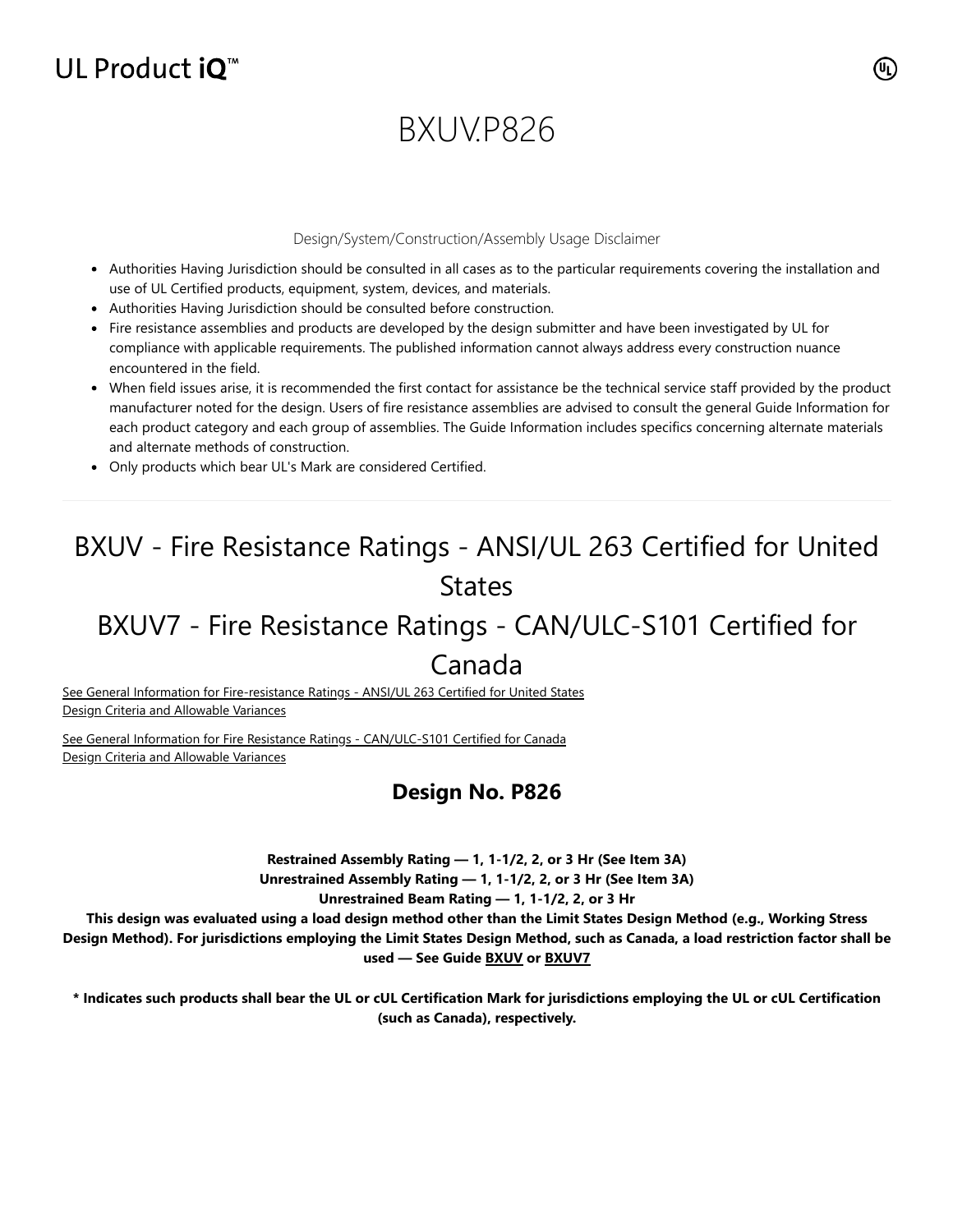UL Product iQ™

# BXUV.P826

Design/System/Construction/Assembly Usage Disclaimer

- Authorities Having Jurisdiction should be consulted in all cases as to the particular requirements covering the installation and use of UL Certified products, equipment, system, devices, and materials.
- Authorities Having Jurisdiction should be consulted before construction.
- Fire resistance assemblies and products are developed by the design submitter and have been investigated by UL for compliance with applicable requirements. The published information cannot always address every construction nuance encountered in the field.
- When field issues arise, it is recommended the first contact for assistance be the technical service staff provided by the product manufacturer noted for the design. Users of fire resistance assemblies are advised to consult the general Guide Information for each product category and each group of assemblies. The Guide Information includes specifics concerning alternate materials and alternate methods of construction.
- Only products which bear UL's Mark are considered Certified.

---

## BXUV - Fire Resistance Ratings - ANSI/UL 263 Certified for United States

## BXUV7 - Fire Resistance Ratings - CAN/ULC-S101 Certified for Canada

See General Information for Fire-resistance Ratings - ANSI/UL 263 Certified for United States
Design Criteria and Allowable Variances

See General Information for Fire Resistance Ratings - CAN/ULC-S101 Certified for Canada
Design Criteria and Allowable Variances

### Design No. P826

**Restrained Assembly Rating — 1, 1-1/2, 2, or 3 Hr (See Item 3A)**
**Unrestrained Assembly Rating — 1, 1-1/2, 2, or 3 Hr (See Item 3A)**
**Unrestrained Beam Rating — 1, 1-1/2, 2, or 3 Hr**
**This design was evaluated using a load design method other than the Limit States Design Method (e.g., Working Stress Design Method). For jurisdictions employing the Limit States Design Method, such as Canada, a load restriction factor shall be used — See Guide BXUV or BXUV7**

**\* Indicates such products shall bear the UL or cUL Certification Mark for jurisdictions employing the UL or cUL Certification (such as Canada), respectively.**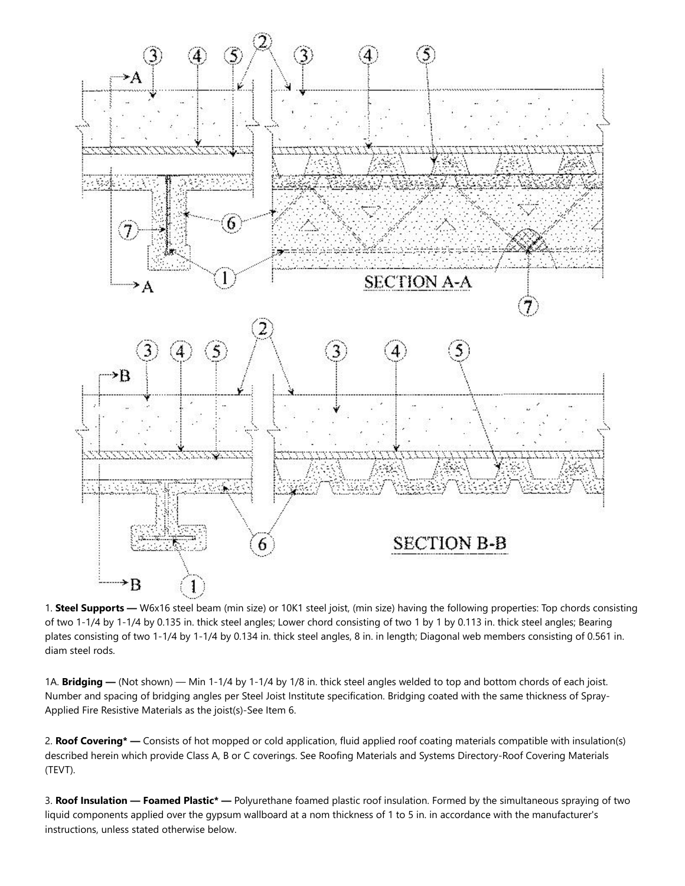1. **Steel Supports —** W6x16 steel beam (min size) or 10K1 steel joist, (min size) having the following properties: Top chords consisting of two 1-1/4 by 1-1/4 by 0.135 in. thick steel angles; Lower chord consisting of two 1 by 1 by 0.113 in. thick steel angles; Bearing plates consisting of two 1-1/4 by 1-1/4 by 0.134 in. thick steel angles, 8 in. in length; Diagonal web members consisting of 0.561 in. diam steel rods.

1A. **Bridging —** (Not shown) — Min 1-1/4 by 1-1/4 by 1/8 in. thick steel angles welded to top and bottom chords of each joist. Number and spacing of bridging angles per Steel Joist Institute specification. Bridging coated with the same thickness of Spray-Applied Fire Resistive Materials as the joist(s)-See Item 6.

2. **Roof Covering* —** Consists of hot mopped or cold application, fluid applied roof coating materials compatible with insulation(s) described herein which provide Class A, B or C coverings. See Roofing Materials and Systems Directory-Roof Covering Materials (TEVT).

3. **Roof Insulation — Foamed Plastic* —** Polyurethane foamed plastic roof insulation. Formed by the simultaneous spraying of two liquid components applied over the gypsum wallboard at a nom thickness of 1 to 5 in. in accordance with the manufacturer's instructions, unless stated otherwise below.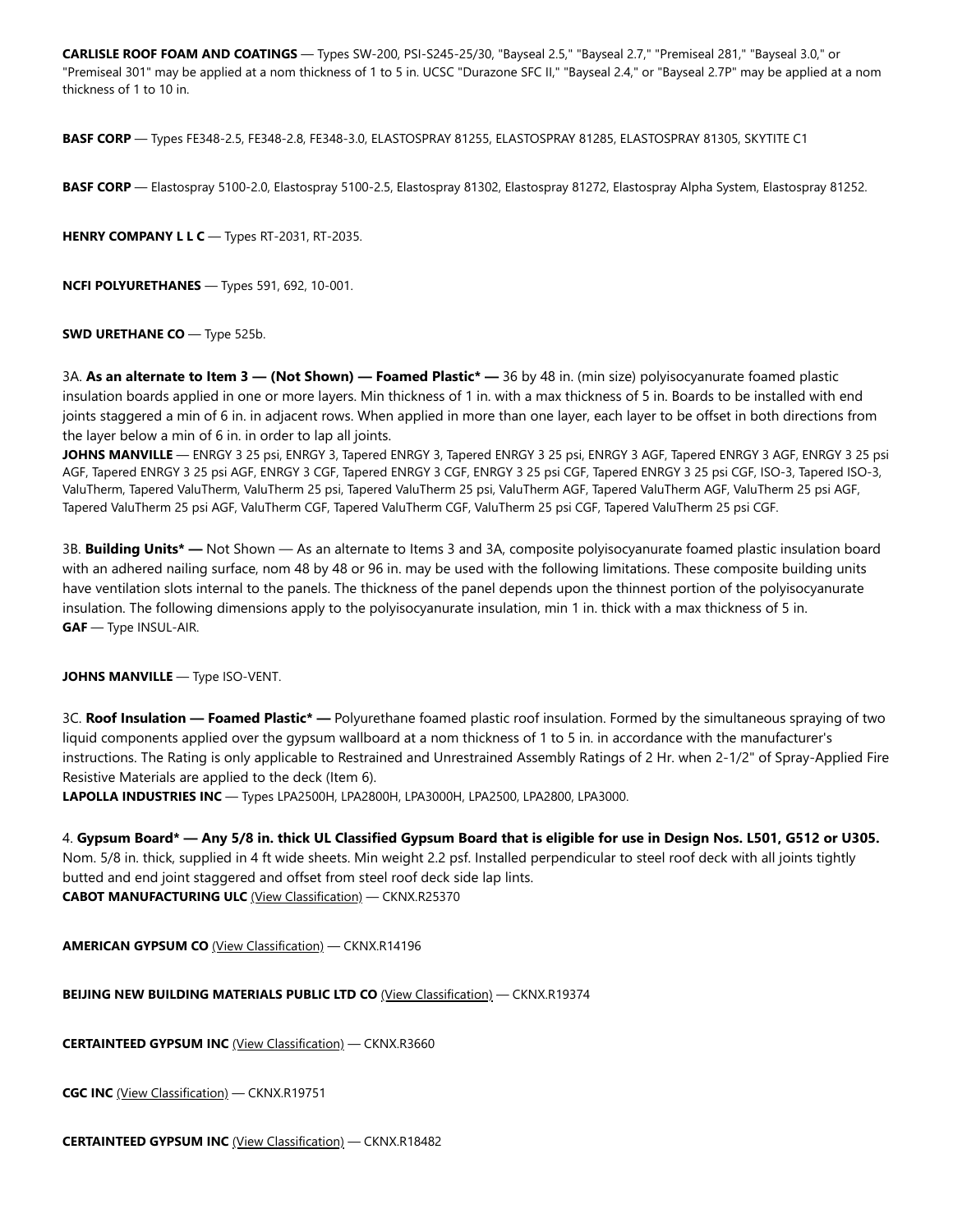**CARLISLE ROOF FOAM AND COATINGS** — Types SW-200, PSI-S245-25/30, "Bayseal 2.5," "Bayseal 2.7," "Premiseal 281," "Bayseal 3.0," or "Premiseal 301" may be applied at a nom thickness of 1 to 5 in. UCSC "Durazone SFC II," "Bayseal 2.4," or "Bayseal 2.7P" may be applied at a nom thickness of 1 to 10 in.

**BASF CORP** — Types FE348-2.5, FE348-2.8, FE348-3.0, ELASTOSPRAY 81255, ELASTOSPRAY 81285, ELASTOSPRAY 81305, SKYTITE C1

**BASF CORP** — Elastospray 5100-2.0, Elastospray 5100-2.5, Elastospray 81302, Elastospray 81272, Elastospray Alpha System, Elastospray 81252.

**HENRY COMPANY L L C** — Types RT-2031, RT-2035.

**NCFI POLYURETHANES** — Types 591, 692, 10-001.

**SWD URETHANE CO** — Type 525b.

3A. **As an alternate to Item 3 — (Not Shown) — Foamed Plastic* —** 36 by 48 in. (min size) polyisocyanurate foamed plastic insulation boards applied in one or more layers. Min thickness of 1 in. with a max thickness of 5 in. Boards to be installed with end joints staggered a min of 6 in. in adjacent rows. When applied in more than one layer, each layer to be offset in both directions from the layer below a min of 6 in. in order to lap all joints.
**JOHNS MANVILLE** — ENRGY 3 25 psi, ENRGY 3, Tapered ENRGY 3, Tapered ENRGY 3 25 psi, ENRGY 3 AGF, Tapered ENRGY 3 AGF, ENRGY 3 25 psi AGF, Tapered ENRGY 3 25 psi AGF, ENRGY 3 CGF, Tapered ENRGY 3 CGF, ENRGY 3 25 psi CGF, Tapered ENRGY 3 25 psi CGF, ISO-3, Tapered ISO-3, ValuTherm, Tapered ValuTherm, ValuTherm 25 psi, Tapered ValuTherm 25 psi, ValuTherm AGF, Tapered ValuTherm AGF, ValuTherm 25 psi AGF, Tapered ValuTherm 25 psi AGF, ValuTherm CGF, Tapered ValuTherm CGF, ValuTherm 25 psi CGF, Tapered ValuTherm 25 psi CGF.

3B. **Building Units* —** Not Shown — As an alternate to Items 3 and 3A, composite polyisocyanurate foamed plastic insulation board with an adhered nailing surface, nom 48 by 48 or 96 in. may be used with the following limitations. These composite building units have ventilation slots internal to the panels. The thickness of the panel depends upon the thinnest portion of the polyisocyanurate insulation. The following dimensions apply to the polyisocyanurate insulation, min 1 in. thick with a max thickness of 5 in.
**GAF** — Type INSUL-AIR.

**JOHNS MANVILLE** — Type ISO-VENT.

3C. **Roof Insulation — Foamed Plastic* —** Polyurethane foamed plastic roof insulation. Formed by the simultaneous spraying of two liquid components applied over the gypsum wallboard at a nom thickness of 1 to 5 in. in accordance with the manufacturer's instructions. The Rating is only applicable to Restrained and Unrestrained Assembly Ratings of 2 Hr. when 2-1/2" of Spray-Applied Fire Resistive Materials are applied to the deck (Item 6).
**LAPOLLA INDUSTRIES INC** — Types LPA2500H, LPA2800H, LPA3000H, LPA2500, LPA2800, LPA3000.

4. **Gypsum Board* — Any 5/8 in. thick UL Classified Gypsum Board that is eligible for use in Design Nos. L501, G512 or U305.** Nom. 5/8 in. thick, supplied in 4 ft wide sheets. Min weight 2.2 psf. Installed perpendicular to steel roof deck with all joints tightly butted and end joint staggered and offset from steel roof deck side lap lints.
**CABOT MANUFACTURING ULC** (View Classification) — CKNX.R25370

**AMERICAN GYPSUM CO** (View Classification) — CKNX.R14196

**BEIJING NEW BUILDING MATERIALS PUBLIC LTD CO** (View Classification) — CKNX.R19374

**CERTAINTEED GYPSUM INC** (View Classification) — CKNX.R3660

**CGC INC** (View Classification) — CKNX.R19751

**CERTAINTEED GYPSUM INC** (View Classification) — CKNX.R18482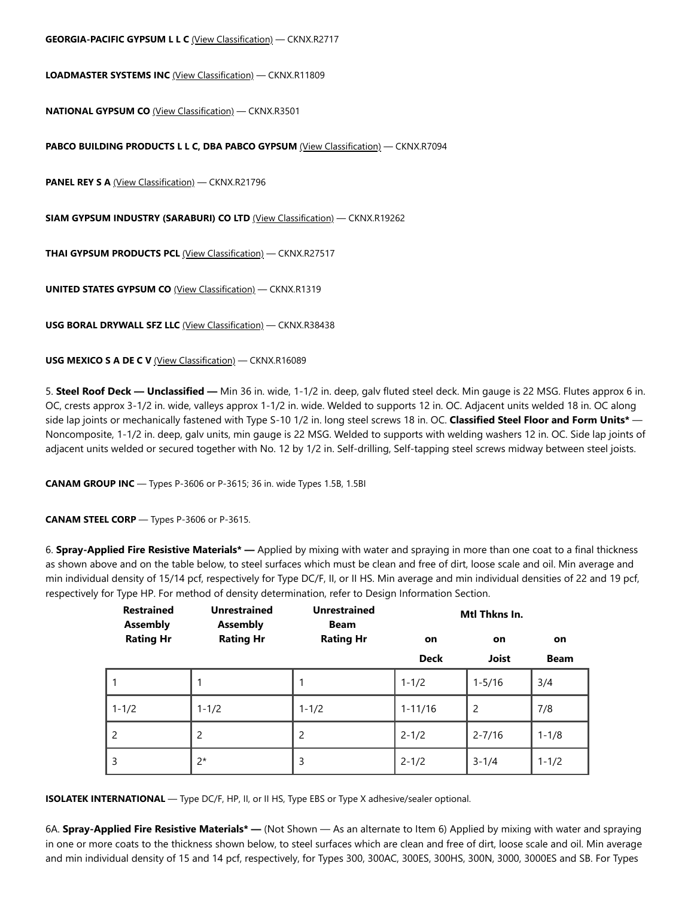**GEORGIA-PACIFIC GYPSUM L L C** (View Classification) — CKNX.R2717

**LOADMASTER SYSTEMS INC** (View Classification) — CKNX.R11809

**NATIONAL GYPSUM CO** (View Classification) — CKNX.R3501

**PABCO BUILDING PRODUCTS L L C, DBA PABCO GYPSUM** (View Classification) — CKNX.R7094

**PANEL REY S A** (View Classification) — CKNX.R21796

**SIAM GYPSUM INDUSTRY (SARABURI) CO LTD** (View Classification) — CKNX.R19262

**THAI GYPSUM PRODUCTS PCL** (View Classification) — CKNX.R27517

**UNITED STATES GYPSUM CO** (View Classification) — CKNX.R1319

**USG BORAL DRYWALL SFZ LLC** (View Classification) — CKNX.R38438

**USG MEXICO S A DE C V** (View Classification) — CKNX.R16089

5. **Steel Roof Deck — Unclassified —** Min 36 in. wide, 1-1/2 in. deep, galv fluted steel deck. Min gauge is 22 MSG. Flutes approx 6 in. OC, crests approx 3-1/2 in. wide, valleys approx 1-1/2 in. wide. Welded to supports 12 in. OC. Adjacent units welded 18 in. OC along side lap joints or mechanically fastened with Type S-10 1/2 in. long steel screws 18 in. OC. **Classified Steel Floor and Form Units*** — Noncomposite, 1-1/2 in. deep, galv units, min gauge is 22 MSG. Welded to supports with welding washers 12 in. OC. Side lap joints of adjacent units welded or secured together with No. 12 by 1/2 in. Self-drilling, Self-tapping steel screws midway between steel joists.

**CANAM GROUP INC** — Types P-3606 or P-3615; 36 in. wide Types 1.5B, 1.5BI

**CANAM STEEL CORP** — Types P-3606 or P-3615.

6. **Spray-Applied Fire Resistive Materials* —** Applied by mixing with water and spraying in more than one coat to a final thickness as shown above and on the table below, to steel surfaces which must be clean and free of dirt, loose scale and oil. Min average and min individual density of 15/14 pcf, respectively for Type DC/F, II, or II HS. Min average and min individual densities of 22 and 19 pcf, respectively for Type HP. For method of density determination, refer to Design Information Section.

| Restrained Assembly Rating Hr | Unrestrained Assembly Rating Hr | Unrestrained Beam Rating Hr | Mtl Thkns In. | | |
|---|---|---|---|---|---|
| | | | on Deck | on Joist | on Beam |
| 1 | 1 | 1 | 1-1/2 | 1-5/16 | 3/4 |
| 1-1/2 | 1-1/2 | 1-1/2 | 1-11/16 | 2 | 7/8 |
| 2 | 2 | 2 | 2-1/2 | 2-7/16 | 1-1/8 |
| 3 | 2* | 3 | 2-1/2 | 3-1/4 | 1-1/2 |

**ISOLATEK INTERNATIONAL** — Type DC/F, HP, II, or II HS, Type EBS or Type X adhesive/sealer optional.

6A. **Spray-Applied Fire Resistive Materials* —** (Not Shown — As an alternate to Item 6) Applied by mixing with water and spraying in one or more coats to the thickness shown below, to steel surfaces which are clean and free of dirt, loose scale and oil. Min average and min individual density of 15 and 14 pcf, respectively, for Types 300, 300AC, 300ES, 300HS, 300N, 3000, 3000ES and SB. For Types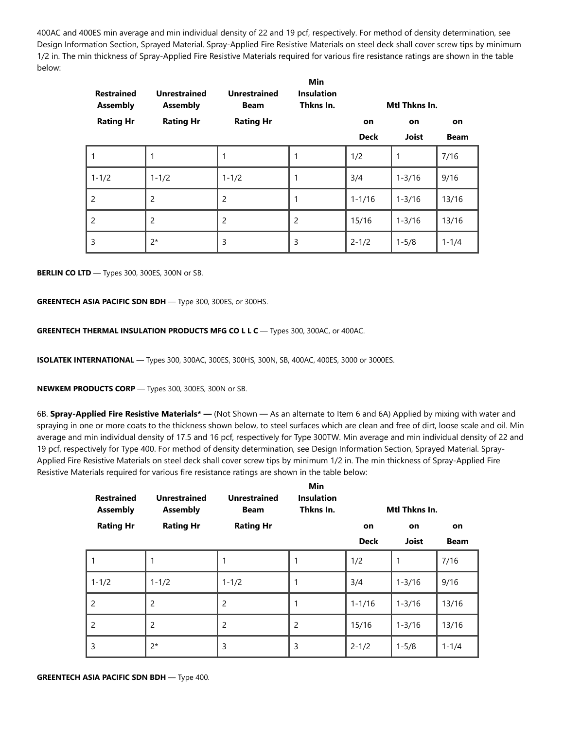400AC and 400ES min average and min individual density of 22 and 19 pcf, respectively. For method of density determination, see Design Information Section, Sprayed Material. Spray-Applied Fire Resistive Materials on steel deck shall cover screw tips by minimum 1/2 in. The min thickness of Spray-Applied Fire Resistive Materials required for various fire resistance ratings are shown in the table below:

| Restrained Assembly Rating Hr | Unrestrained Assembly Rating Hr | Unrestrained Beam Rating Hr | Min Insulation Thkns In. | Mtl Thkns In. | | |
|---|---|---|---|---|---|---|
| | | | | on Deck | on Joist | on Beam |
| 1 | 1 | 1 | 1 | 1/2 | 1 | 7/16 |
| 1-1/2 | 1-1/2 | 1-1/2 | 1 | 3/4 | 1-3/16 | 9/16 |
| 2 | 2 | 2 | 1 | 1-1/16 | 1-3/16 | 13/16 |
| 2 | 2 | 2 | 2 | 15/16 | 1-3/16 | 13/16 |
| 3 | 2* | 3 | 3 | 2-1/2 | 1-5/8 | 1-1/4 |

**BERLIN CO LTD** — Types 300, 300ES, 300N or SB.

**GREENTECH ASIA PACIFIC SDN BDH** — Type 300, 300ES, or 300HS.

**GREENTECH THERMAL INSULATION PRODUCTS MFG CO L L C** — Types 300, 300AC, or 400AC.

**ISOLATEK INTERNATIONAL** — Types 300, 300AC, 300ES, 300HS, 300N, SB, 400AC, 400ES, 3000 or 3000ES.

**NEWKEM PRODUCTS CORP** — Types 300, 300ES, 300N or SB.

6B. **Spray-Applied Fire Resistive Materials* —** (Not Shown — As an alternate to Item 6 and 6A) Applied by mixing with water and spraying in one or more coats to the thickness shown below, to steel surfaces which are clean and free of dirt, loose scale and oil. Min average and min individual density of 17.5 and 16 pcf, respectively for Type 300TW. Min average and min individual density of 22 and 19 pcf, respectively for Type 400. For method of density determination, see Design Information Section, Sprayed Material. Spray-Applied Fire Resistive Materials on steel deck shall cover screw tips by minimum 1/2 in. The min thickness of Spray-Applied Fire Resistive Materials required for various fire resistance ratings are shown in the table below:

| Restrained Assembly Rating Hr | Unrestrained Assembly Rating Hr | Unrestrained Beam Rating Hr | Min Insulation Thkns In. | Mtl Thkns In. | | |
|---|---|---|---|---|---|---|
| | | | | on Deck | on Joist | on Beam |
| 1 | 1 | 1 | 1 | 1/2 | 1 | 7/16 |
| 1-1/2 | 1-1/2 | 1-1/2 | 1 | 3/4 | 1-3/16 | 9/16 |
| 2 | 2 | 2 | 1 | 1-1/16 | 1-3/16 | 13/16 |
| 2 | 2 | 2 | 2 | 15/16 | 1-3/16 | 13/16 |
| 3 | 2* | 3 | 3 | 2-1/2 | 1-5/8 | 1-1/4 |

**GREENTECH ASIA PACIFIC SDN BDH** — Type 400.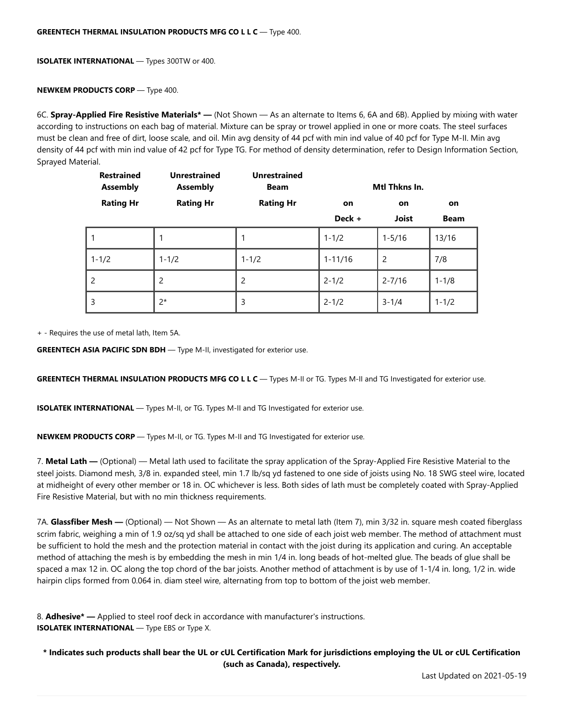**GREENTECH THERMAL INSULATION PRODUCTS MFG CO L L C** — Type 400.

**ISOLATEK INTERNATIONAL** — Types 300TW or 400.

**NEWKEM PRODUCTS CORP** — Type 400.

6C. **Spray-Applied Fire Resistive Materials* —** (Not Shown — As an alternate to Items 6, 6A and 6B). Applied by mixing with water according to instructions on each bag of material. Mixture can be spray or trowel applied in one or more coats. The steel surfaces must be clean and free of dirt, loose scale, and oil. Min avg density of 44 pcf with min ind value of 40 pcf for Type M-II. Min avg density of 44 pcf with min ind value of 42 pcf for Type TG. For method of density determination, refer to Design Information Section, Sprayed Material.

| Restrained Assembly Rating Hr | Unrestrained Assembly Rating Hr | Unrestrained Beam Rating Hr | Mtl Thkns In. on Deck + | Mtl Thkns In. on Joist | Mtl Thkns In. on Beam |
|---|---|---|---|---|---|
| 1 | 1 | 1 | 1-1/2 | 1-5/16 | 13/16 |
| 1-1/2 | 1-1/2 | 1-1/2 | 1-11/16 | 2 | 7/8 |
| 2 | 2 | 2 | 2-1/2 | 2-7/16 | 1-1/8 |
| 3 | 2* | 3 | 2-1/2 | 3-1/4 | 1-1/2 |

+ - Requires the use of metal lath, Item 5A.

**GREENTECH ASIA PACIFIC SDN BDH** — Type M-II, investigated for exterior use.

**GREENTECH THERMAL INSULATION PRODUCTS MFG CO L L C** — Types M-II or TG. Types M-II and TG Investigated for exterior use.

**ISOLATEK INTERNATIONAL** — Types M-II, or TG. Types M-II and TG Investigated for exterior use.

**NEWKEM PRODUCTS CORP** — Types M-II, or TG. Types M-II and TG Investigated for exterior use.

7. **Metal Lath —** (Optional) — Metal lath used to facilitate the spray application of the Spray-Applied Fire Resistive Material to the steel joists. Diamond mesh, 3/8 in. expanded steel, min 1.7 lb/sq yd fastened to one side of joists using No. 18 SWG steel wire, located at midheight of every other member or 18 in. OC whichever is less. Both sides of lath must be completely coated with Spray-Applied Fire Resistive Material, but with no min thickness requirements.

7A. **Glassfiber Mesh —** (Optional) — Not Shown — As an alternate to metal lath (Item 7), min 3/32 in. square mesh coated fiberglass scrim fabric, weighing a min of 1.9 oz/sq yd shall be attached to one side of each joist web member. The method of attachment must be sufficient to hold the mesh and the protection material in contact with the joist during its application and curing. An acceptable method of attaching the mesh is by embedding the mesh in min 1/4 in. long beads of hot-melted glue. The beads of glue shall be spaced a max 12 in. OC along the top chord of the bar joists. Another method of attachment is by use of 1-1/4 in. long, 1/2 in. wide hairpin clips formed from 0.064 in. diam steel wire, alternating from top to bottom of the joist web member.

8. **Adhesive* —** Applied to steel roof deck in accordance with manufacturer's instructions.
**ISOLATEK INTERNATIONAL** — Type EBS or Type X.

**\* Indicates such products shall bear the UL or cUL Certification Mark for jurisdictions employing the UL or cUL Certification (such as Canada), respectively.**

Last Updated on 2021-05-19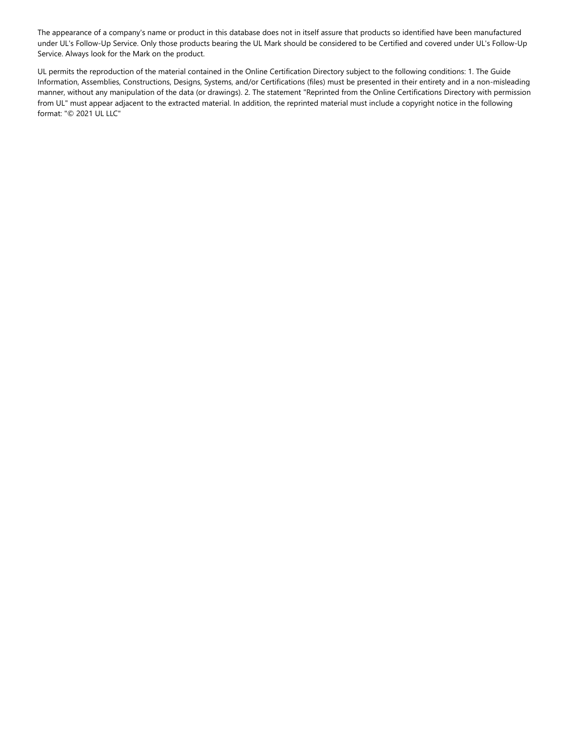The appearance of a company's name or product in this database does not in itself assure that products so identified have been manufactured under UL's Follow-Up Service. Only those products bearing the UL Mark should be considered to be Certified and covered under UL's Follow-Up Service. Always look for the Mark on the product.

UL permits the reproduction of the material contained in the Online Certification Directory subject to the following conditions: 1. The Guide Information, Assemblies, Constructions, Designs, Systems, and/or Certifications (files) must be presented in their entirety and in a non-misleading manner, without any manipulation of the data (or drawings). 2. The statement "Reprinted from the Online Certifications Directory with permission from UL" must appear adjacent to the extracted material. In addition, the reprinted material must include a copyright notice in the following format: "© 2021 UL LLC"